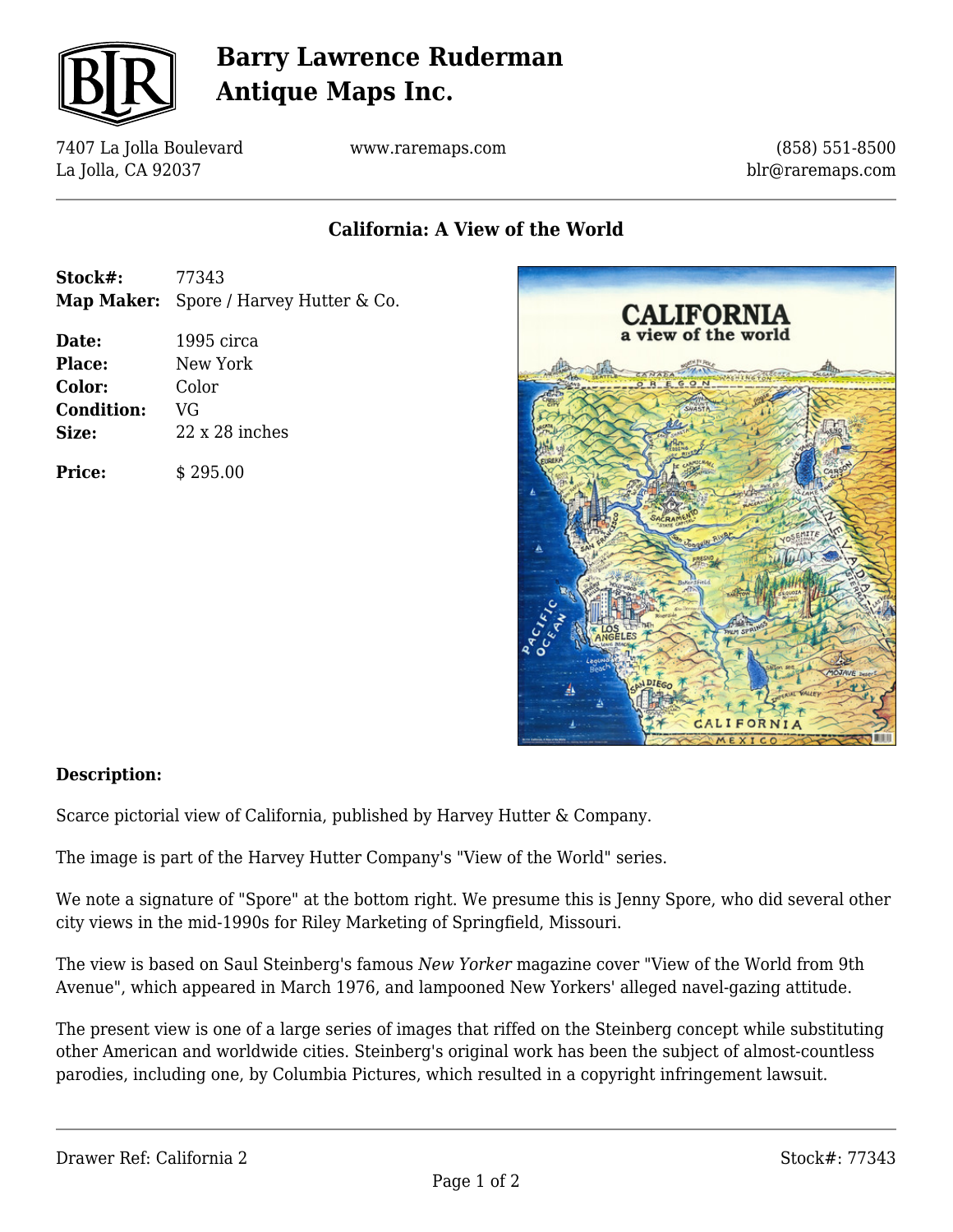# Barry Lawrence Ruderman Antique Maps Inc.

7407 La Jolla Boulevard
La Jolla, CA 92037

www.raremaps.com

(858) 551-8500
blr@raremaps.com

## California: A View of the World

| | |
|---|---|
| **Stock#:** | 77343 |
| **Map Maker:** | Spore / Harvey Hutter & Co. |
| **Date:** | 1995 circa |
| **Place:** | New York |
| **Color:** | Color |
| **Condition:** | VG |
| **Size:** | 22 x 28 inches |
| **Price:** | $ 295.00 |

### Description:

Scarce pictorial view of California, published by Harvey Hutter & Company.

The image is part of the Harvey Hutter Company's "View of the World" series.

We note a signature of "Spore" at the bottom right. We presume this is Jenny Spore, who did several other city views in the mid-1990s for Riley Marketing of Springfield, Missouri.

The view is based on Saul Steinberg's famous *New Yorker* magazine cover "View of the World from 9th Avenue", which appeared in March 1976, and lampooned New Yorkers' alleged navel-gazing attitude.

The present view is one of a large series of images that riffed on the Steinberg concept while substituting other American and worldwide cities. Steinberg's original work has been the subject of almost-countless parodies, including one, by Columbia Pictures, which resulted in a copyright infringement lawsuit.

Drawer Ref: California 2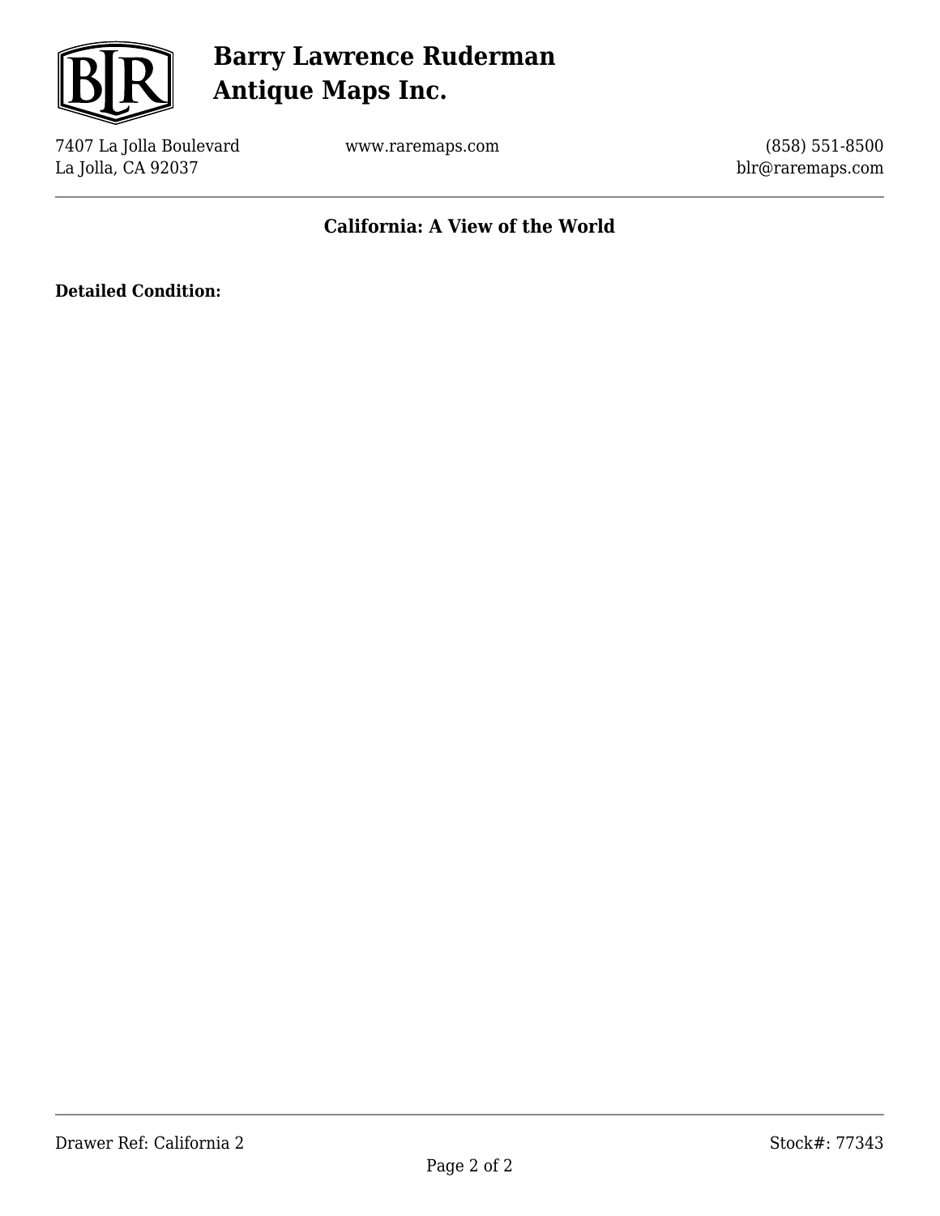**California: A View of the World**

**Detailed Condition:**